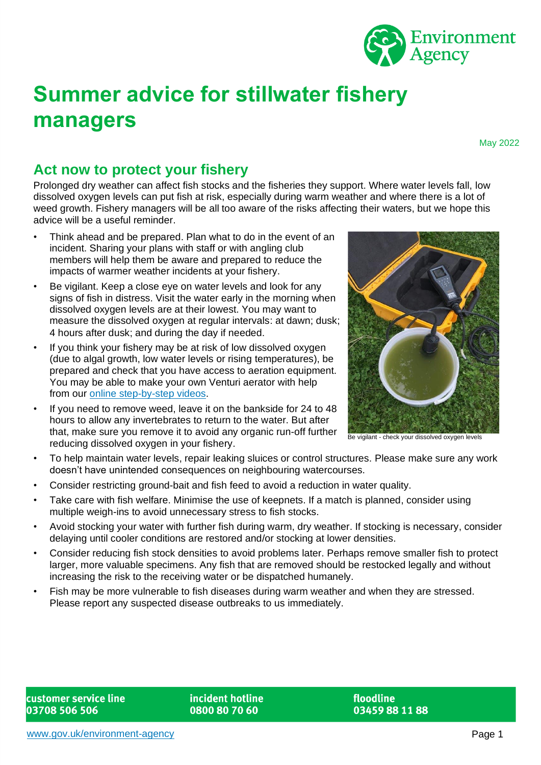# Summer advice for stillwater fishery managers

May 2022

## Act now to protect your fishery

Prolonged dry weather can affect fish stocks and the fisheries they support. Where water levels fall, low dissolved oxygen levels can put fish at risk, especially during warm weather and where there is a lot of weed growth. Fishery managers will be all too aware of the risks affecting their waters, but we hope this advice will be a useful reminder.

- Think ahead and be prepared. Plan what to do in the event of an incident. Sharing your plans with staff or with angling club members will help them be aware and prepared to reduce the impacts of warmer weather incidents at your fishery.
- Be vigilant. Keep a close eye on water levels and look for any signs of fish in distress. Visit the water early in the morning when dissolved oxygen levels are at their lowest. You may want to measure the dissolved oxygen at regular intervals: at dawn; dusk; 4 hours after dusk; and during the day if needed.
- If you think your fishery may be at risk of low dissolved oxygen (due to algal growth, low water levels or rising temperatures), be prepared and check that you have access to aeration equipment. You may be able to make your own Venturi aerator with help from our online step-by-step videos.
- If you need to remove weed, leave it on the bankside for 24 to 48 hours to allow any invertebrates to return to the water. But after that, make sure you remove it to avoid any organic run-off further reducing dissolved oxygen in your fishery.
- To help maintain water levels, repair leaking sluices or control structures. Please make sure any work doesn't have unintended consequences on neighbouring watercourses.
- Consider restricting ground-bait and fish feed to avoid a reduction in water quality.
- Take care with fish welfare. Minimise the use of keepnets. If a match is planned, consider using multiple weigh-ins to avoid unnecessary stress to fish stocks.
- Avoid stocking your water with further fish during warm, dry weather. If stocking is necessary, consider delaying until cooler conditions are restored and/or stocking at lower densities.
- Consider reducing fish stock densities to avoid problems later. Perhaps remove smaller fish to protect larger, more valuable specimens. Any fish that are removed should be restocked legally and without increasing the risk to the receiving water or be dispatched humanely.
- Fish may be more vulnerable to fish diseases during warm weather and when they are stressed. Please report any suspected disease outbreaks to us immediately.

Be vigilant - check your dissolved oxygen levels

**customer service line** 03708 506 506 | **incident hotline** 0800 80 70 60 | **floodline** 03459 88 11 88

www.gov.uk/environment-agency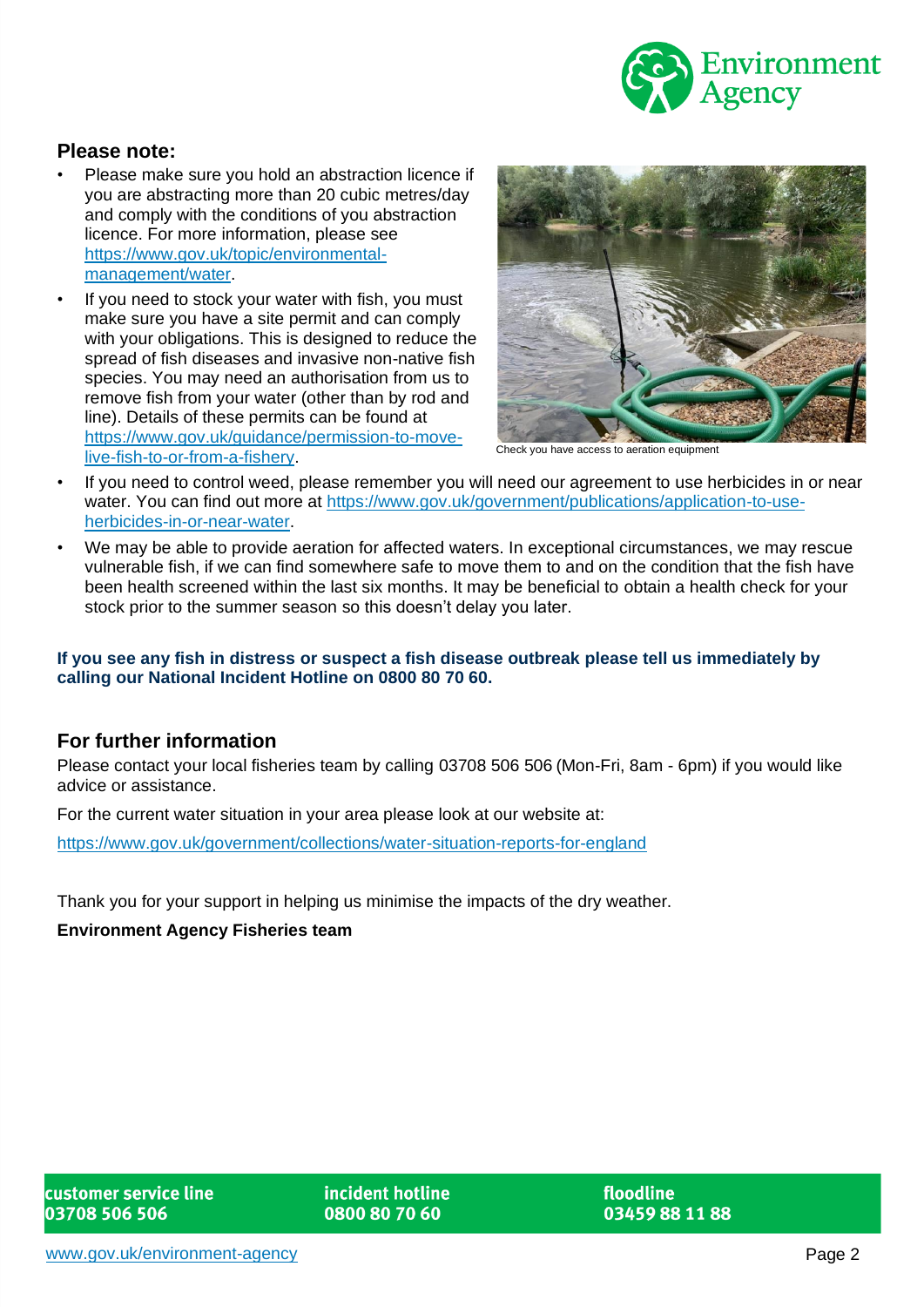## Please note:

- Please make sure you hold an abstraction licence if you are abstracting more than 20 cubic metres/day and comply with the conditions of you abstraction licence. For more information, please see https://www.gov.uk/topic/environmental-management/water.
- If you need to stock your water with fish, you must make sure you have a site permit and can comply with your obligations. This is designed to reduce the spread of fish diseases and invasive non-native fish species. You may need an authorisation from us to remove fish from your water (other than by rod and line). Details of these permits can be found at https://www.gov.uk/guidance/permission-to-move-live-fish-to-or-from-a-fishery.

Check you have access to aeration equipment

- If you need to control weed, please remember you will need our agreement to use herbicides in or near water. You can find out more at https://www.gov.uk/government/publications/application-to-use-herbicides-in-or-near-water.
- We may be able to provide aeration for affected waters. In exceptional circumstances, we may rescue vulnerable fish, if we can find somewhere safe to move them to and on the condition that the fish have been health screened within the last six months. It may be beneficial to obtain a health check for your stock prior to the summer season so this doesn't delay you later.

**If you see any fish in distress or suspect a fish disease outbreak please tell us immediately by calling our National Incident Hotline on 0800 80 70 60.**

## For further information

Please contact your local fisheries team by calling 03708 506 506 (Mon-Fri, 8am - 6pm) if you would like advice or assistance.

For the current water situation in your area please look at our website at:

https://www.gov.uk/government/collections/water-situation-reports-for-england

Thank you for your support in helping us minimise the impacts of the dry weather.

**Environment Agency Fisheries team**

**customer service line**
**03708 506 506**

**incident hotline**
**0800 80 70 60**

**floodline**
**03459 88 11 88**

www.gov.uk/environment-agency